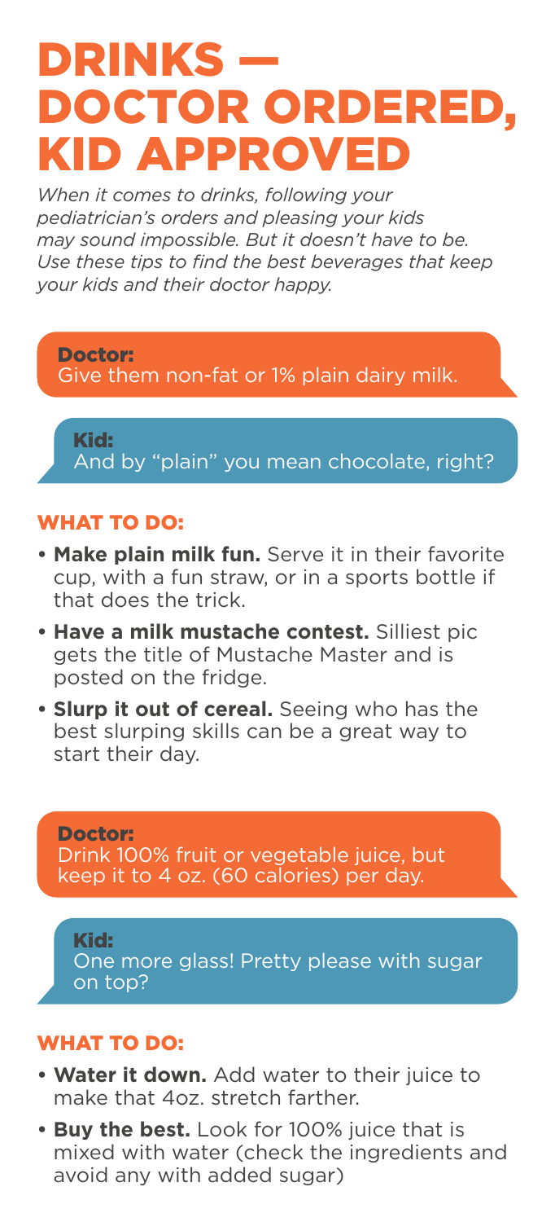# DRINKS — DOCTOR ORDERED, KID APPROVED

*When it comes to drinks, following your pediatrician's orders and pleasing your kids may sound impossible. But it doesn't have to be. Use these tips to find the best beverages that keep your kids and their doctor happy.*

**Doctor:**
Give them non-fat or 1% plain dairy milk.

**Kid:**
And by "plain" you mean chocolate, right?

### WHAT TO DO:

- **Make plain milk fun.** Serve it in their favorite cup, with a fun straw, or in a sports bottle if that does the trick.
- **Have a milk mustache contest.** Silliest pic gets the title of Mustache Master and is posted on the fridge.
- **Slurp it out of cereal.** Seeing who has the best slurping skills can be a great way to start their day.

**Doctor:**
Drink 100% fruit or vegetable juice, but keep it to 4 oz. (60 calories) per day.

**Kid:**
One more glass! Pretty please with sugar on top?

### WHAT TO DO:

- **Water it down.** Add water to their juice to make that 4oz. stretch farther.
- **Buy the best.** Look for 100% juice that is mixed with water (check the ingredients and avoid any with added sugar)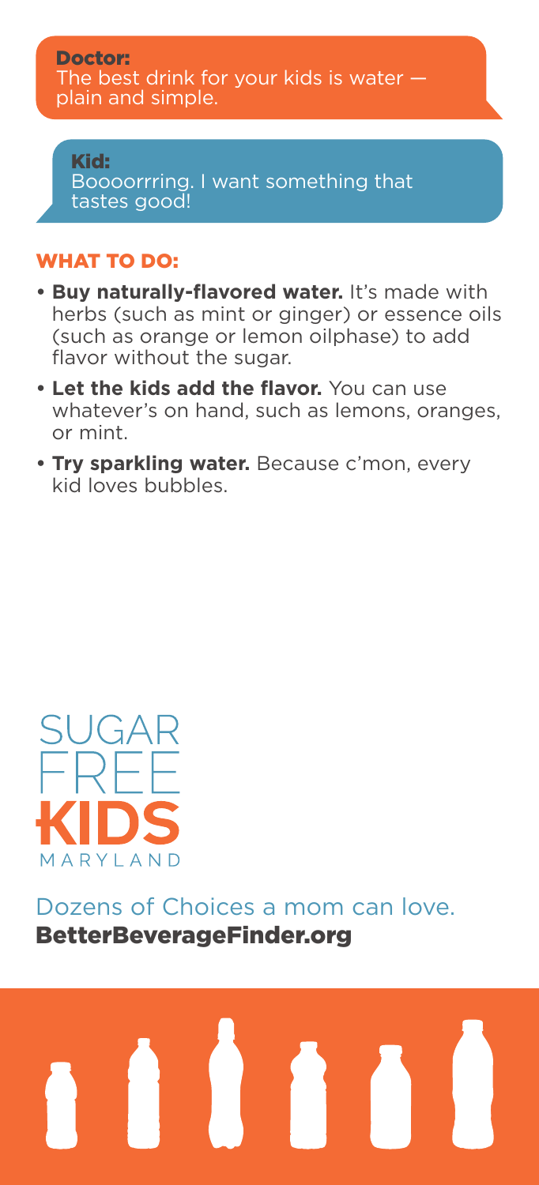**Doctor:**
The best drink for your kids is water — plain and simple.

**Kid:**
Boooorrring. I want something that tastes good!

## WHAT TO DO:

- **Buy naturally-flavored water.** It's made with herbs (such as mint or ginger) or essence oils (such as orange or lemon oilphase) to add flavor without the sugar.
- **Let the kids add the flavor.** You can use whatever's on hand, such as lemons, oranges, or mint.
- **Try sparkling water.** Because c'mon, every kid loves bubbles.

SUGAR FREE **KIDS** MARYLAND

Dozens of Choices a mom can love.
**BetterBeverageFinder.org**